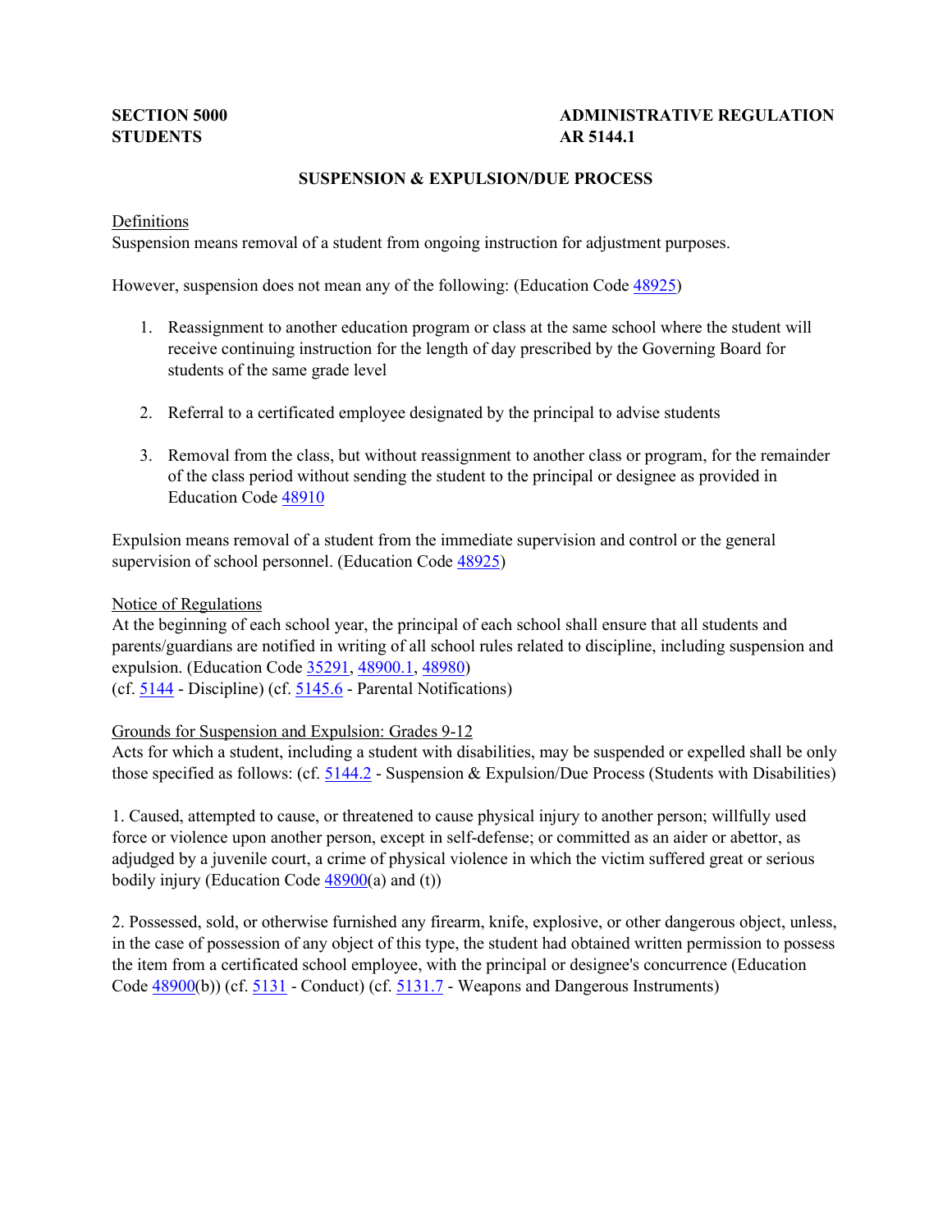**SECTION 5000**
**STUDENTS**

**ADMINISTRATIVE REGULATION**
**AR 5144.1**

# SUSPENSION & EXPULSION/DUE PROCESS

## Definitions

Suspension means removal of a student from ongoing instruction for adjustment purposes.

However, suspension does not mean any of the following: (Education Code 48925)

1. Reassignment to another education program or class at the same school where the student will receive continuing instruction for the length of day prescribed by the Governing Board for students of the same grade level
2. Referral to a certificated employee designated by the principal to advise students
3. Removal from the class, but without reassignment to another class or program, for the remainder of the class period without sending the student to the principal or designee as provided in Education Code 48910

Expulsion means removal of a student from the immediate supervision and control or the general supervision of school personnel. (Education Code 48925)

## Notice of Regulations

At the beginning of each school year, the principal of each school shall ensure that all students and parents/guardians are notified in writing of all school rules related to discipline, including suspension and expulsion. (Education Code 35291, 48900.1, 48980)
(cf. 5144 - Discipline) (cf. 5145.6 - Parental Notifications)

## Grounds for Suspension and Expulsion: Grades 9-12

Acts for which a student, including a student with disabilities, may be suspended or expelled shall be only those specified as follows: (cf. 5144.2 - Suspension & Expulsion/Due Process (Students with Disabilities)

1. Caused, attempted to cause, or threatened to cause physical injury to another person; willfully used force or violence upon another person, except in self-defense; or committed as an aider or abettor, as adjudged by a juvenile court, a crime of physical violence in which the victim suffered great or serious bodily injury (Education Code 48900(a) and (t))

2. Possessed, sold, or otherwise furnished any firearm, knife, explosive, or other dangerous object, unless, in the case of possession of any object of this type, the student had obtained written permission to possess the item from a certificated school employee, with the principal or designee's concurrence (Education Code 48900(b)) (cf. 5131 - Conduct) (cf. 5131.7 - Weapons and Dangerous Instruments)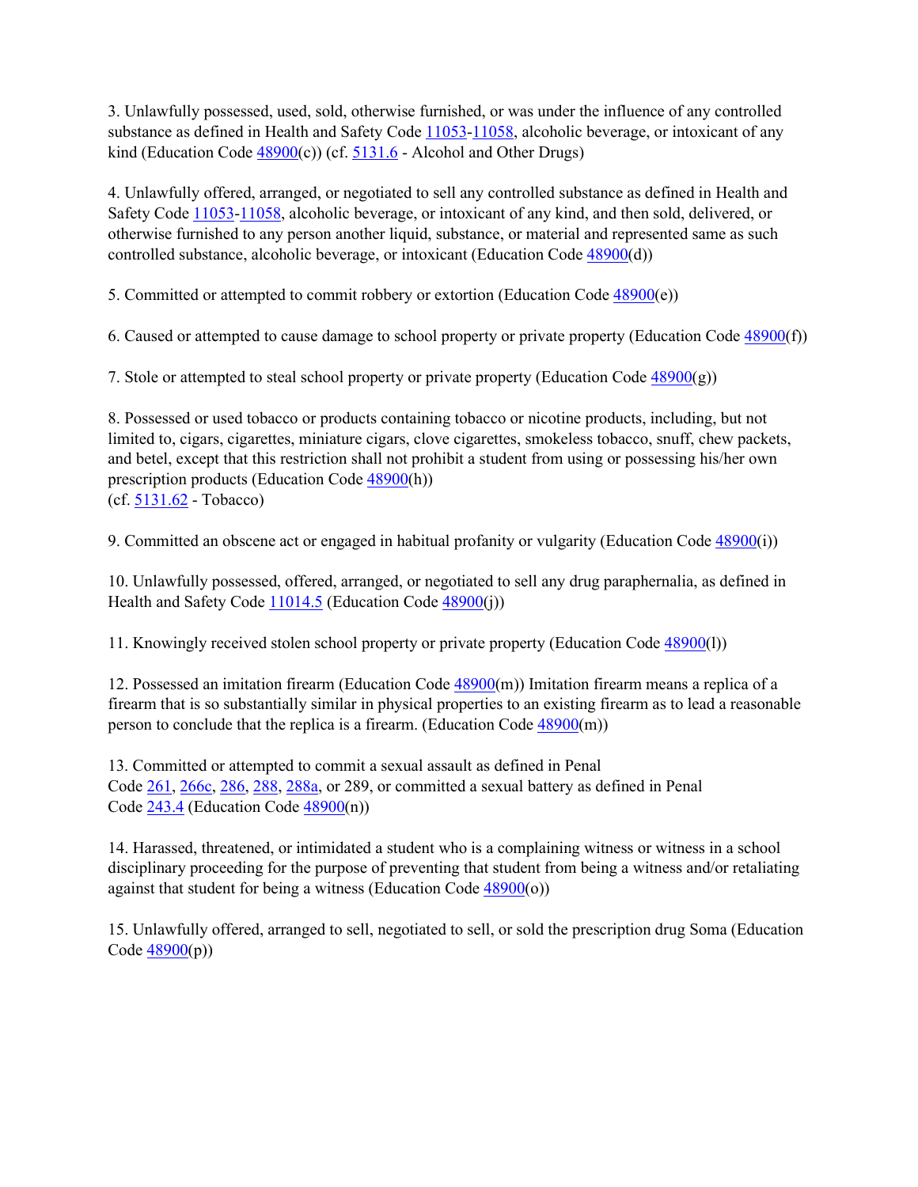3. Unlawfully possessed, used, sold, otherwise furnished, or was under the influence of any controlled substance as defined in Health and Safety Code 11053-11058, alcoholic beverage, or intoxicant of any kind (Education Code 48900(c)) (cf. 5131.6 - Alcohol and Other Drugs)

4. Unlawfully offered, arranged, or negotiated to sell any controlled substance as defined in Health and Safety Code 11053-11058, alcoholic beverage, or intoxicant of any kind, and then sold, delivered, or otherwise furnished to any person another liquid, substance, or material and represented same as such controlled substance, alcoholic beverage, or intoxicant (Education Code 48900(d))

5. Committed or attempted to commit robbery or extortion (Education Code 48900(e))

6. Caused or attempted to cause damage to school property or private property (Education Code 48900(f))

7. Stole or attempted to steal school property or private property (Education Code 48900(g))

8. Possessed or used tobacco or products containing tobacco or nicotine products, including, but not limited to, cigars, cigarettes, miniature cigars, clove cigarettes, smokeless tobacco, snuff, chew packets, and betel, except that this restriction shall not prohibit a student from using or possessing his/her own prescription products (Education Code 48900(h))
(cf. 5131.62 - Tobacco)

9. Committed an obscene act or engaged in habitual profanity or vulgarity (Education Code 48900(i))

10. Unlawfully possessed, offered, arranged, or negotiated to sell any drug paraphernalia, as defined in Health and Safety Code 11014.5 (Education Code 48900(j))

11. Knowingly received stolen school property or private property (Education Code 48900(l))

12. Possessed an imitation firearm (Education Code 48900(m)) Imitation firearm means a replica of a firearm that is so substantially similar in physical properties to an existing firearm as to lead a reasonable person to conclude that the replica is a firearm. (Education Code 48900(m))

13. Committed or attempted to commit a sexual assault as defined in Penal Code 261, 266c, 286, 288, 288a, or 289, or committed a sexual battery as defined in Penal Code 243.4 (Education Code 48900(n))

14. Harassed, threatened, or intimidated a student who is a complaining witness or witness in a school disciplinary proceeding for the purpose of preventing that student from being a witness and/or retaliating against that student for being a witness (Education Code 48900(o))

15. Unlawfully offered, arranged to sell, negotiated to sell, or sold the prescription drug Soma (Education Code 48900(p))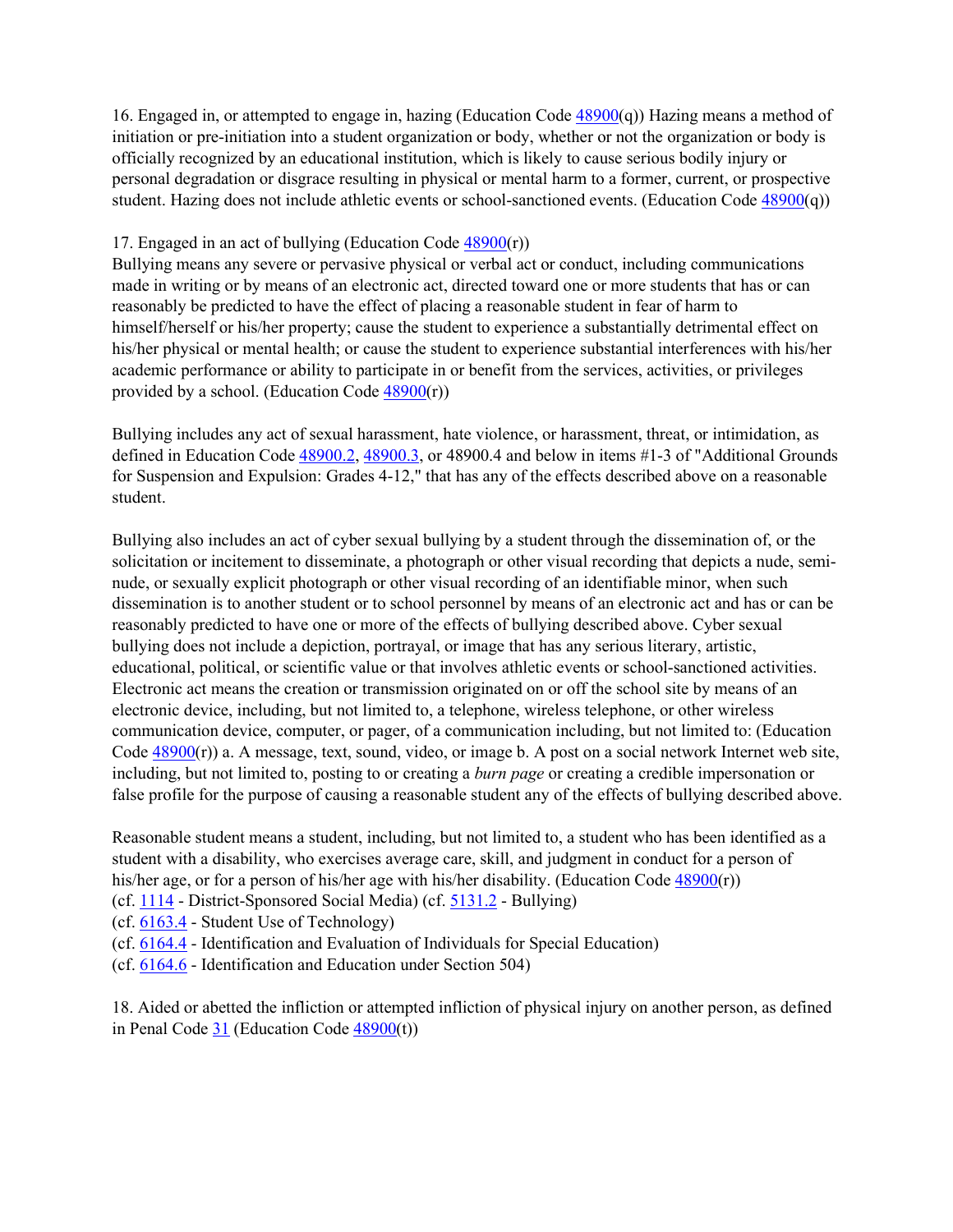16. Engaged in, or attempted to engage in, hazing (Education Code 48900(q)) Hazing means a method of initiation or pre-initiation into a student organization or body, whether or not the organization or body is officially recognized by an educational institution, which is likely to cause serious bodily injury or personal degradation or disgrace resulting in physical or mental harm to a former, current, or prospective student. Hazing does not include athletic events or school-sanctioned events. (Education Code 48900(q))

17. Engaged in an act of bullying (Education Code 48900(r))
Bullying means any severe or pervasive physical or verbal act or conduct, including communications made in writing or by means of an electronic act, directed toward one or more students that has or can reasonably be predicted to have the effect of placing a reasonable student in fear of harm to himself/herself or his/her property; cause the student to experience a substantially detrimental effect on his/her physical or mental health; or cause the student to experience substantial interferences with his/her academic performance or ability to participate in or benefit from the services, activities, or privileges provided by a school. (Education Code 48900(r))

Bullying includes any act of sexual harassment, hate violence, or harassment, threat, or intimidation, as defined in Education Code 48900.2, 48900.3, or 48900.4 and below in items #1-3 of "Additional Grounds for Suspension and Expulsion: Grades 4-12," that has any of the effects described above on a reasonable student.

Bullying also includes an act of cyber sexual bullying by a student through the dissemination of, or the solicitation or incitement to disseminate, a photograph or other visual recording that depicts a nude, semi-nude, or sexually explicit photograph or other visual recording of an identifiable minor, when such dissemination is to another student or to school personnel by means of an electronic act and has or can be reasonably predicted to have one or more of the effects of bullying described above. Cyber sexual bullying does not include a depiction, portrayal, or image that has any serious literary, artistic, educational, political, or scientific value or that involves athletic events or school-sanctioned activities. Electronic act means the creation or transmission originated on or off the school site by means of an electronic device, including, but not limited to, a telephone, wireless telephone, or other wireless communication device, computer, or pager, of a communication including, but not limited to: (Education Code 48900(r)) a. A message, text, sound, video, or image b. A post on a social network Internet web site, including, but not limited to, posting to or creating a *burn page* or creating a credible impersonation or false profile for the purpose of causing a reasonable student any of the effects of bullying described above.

Reasonable student means a student, including, but not limited to, a student who has been identified as a student with a disability, who exercises average care, skill, and judgment in conduct for a person of his/her age, or for a person of his/her age with his/her disability. (Education Code 48900(r))
(cf. 1114 - District-Sponsored Social Media) (cf. 5131.2 - Bullying)
(cf. 6163.4 - Student Use of Technology)
(cf. 6164.4 - Identification and Evaluation of Individuals for Special Education)
(cf. 6164.6 - Identification and Education under Section 504)

18. Aided or abetted the infliction or attempted infliction of physical injury on another person, as defined in Penal Code 31 (Education Code 48900(t))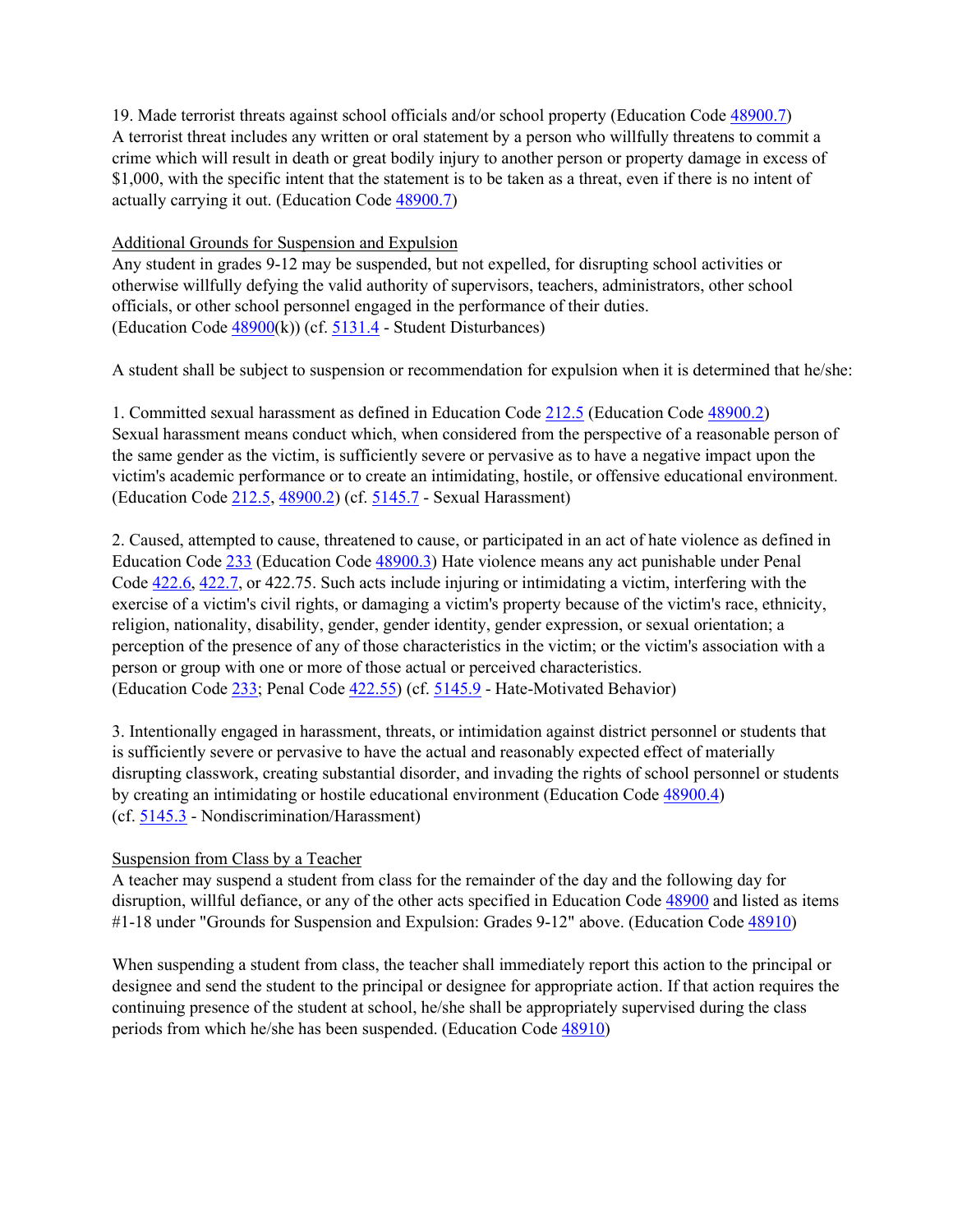19. Made terrorist threats against school officials and/or school property (Education Code 48900.7) A terrorist threat includes any written or oral statement by a person who willfully threatens to commit a crime which will result in death or great bodily injury to another person or property damage in excess of $1,000, with the specific intent that the statement is to be taken as a threat, even if there is no intent of actually carrying it out. (Education Code 48900.7)

<u>Additional Grounds for Suspension and Expulsion</u>

Any student in grades 9-12 may be suspended, but not expelled, for disrupting school activities or otherwise willfully defying the valid authority of supervisors, teachers, administrators, other school officials, or other school personnel engaged in the performance of their duties. (Education Code 48900(k)) (cf. 5131.4 - Student Disturbances)

A student shall be subject to suspension or recommendation for expulsion when it is determined that he/she:

1. Committed sexual harassment as defined in Education Code 212.5 (Education Code 48900.2) Sexual harassment means conduct which, when considered from the perspective of a reasonable person of the same gender as the victim, is sufficiently severe or pervasive as to have a negative impact upon the victim's academic performance or to create an intimidating, hostile, or offensive educational environment. (Education Code 212.5, 48900.2) (cf. 5145.7 - Sexual Harassment)

2. Caused, attempted to cause, threatened to cause, or participated in an act of hate violence as defined in Education Code 233 (Education Code 48900.3) Hate violence means any act punishable under Penal Code 422.6, 422.7, or 422.75. Such acts include injuring or intimidating a victim, interfering with the exercise of a victim's civil rights, or damaging a victim's property because of the victim's race, ethnicity, religion, nationality, disability, gender, gender identity, gender expression, or sexual orientation; a perception of the presence of any of those characteristics in the victim; or the victim's association with a person or group with one or more of those actual or perceived characteristics. (Education Code 233; Penal Code 422.55) (cf. 5145.9 - Hate-Motivated Behavior)

3. Intentionally engaged in harassment, threats, or intimidation against district personnel or students that is sufficiently severe or pervasive to have the actual and reasonably expected effect of materially disrupting classwork, creating substantial disorder, and invading the rights of school personnel or students by creating an intimidating or hostile educational environment (Education Code 48900.4) (cf. 5145.3 - Nondiscrimination/Harassment)

<u>Suspension from Class by a Teacher</u>

A teacher may suspend a student from class for the remainder of the day and the following day for disruption, willful defiance, or any of the other acts specified in Education Code 48900 and listed as items #1-18 under "Grounds for Suspension and Expulsion: Grades 9-12" above. (Education Code 48910)

When suspending a student from class, the teacher shall immediately report this action to the principal or designee and send the student to the principal or designee for appropriate action. If that action requires the continuing presence of the student at school, he/she shall be appropriately supervised during the class periods from which he/she has been suspended. (Education Code 48910)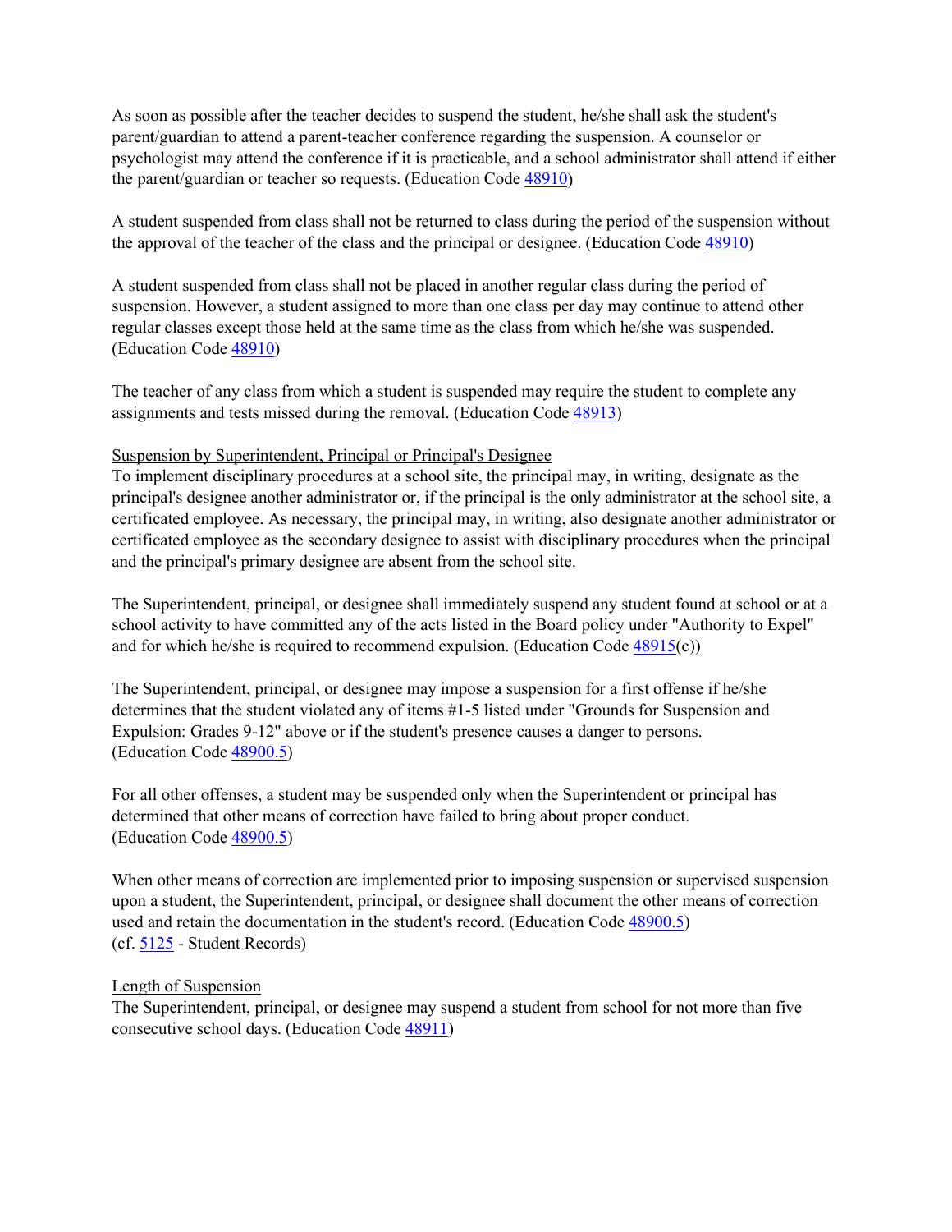As soon as possible after the teacher decides to suspend the student, he/she shall ask the student's parent/guardian to attend a parent-teacher conference regarding the suspension. A counselor or psychologist may attend the conference if it is practicable, and a school administrator shall attend if either the parent/guardian or teacher so requests. (Education Code 48910)

A student suspended from class shall not be returned to class during the period of the suspension without the approval of the teacher of the class and the principal or designee. (Education Code 48910)

A student suspended from class shall not be placed in another regular class during the period of suspension. However, a student assigned to more than one class per day may continue to attend other regular classes except those held at the same time as the class from which he/she was suspended. (Education Code 48910)

The teacher of any class from which a student is suspended may require the student to complete any assignments and tests missed during the removal. (Education Code 48913)

Suspension by Superintendent, Principal or Principal's Designee

To implement disciplinary procedures at a school site, the principal may, in writing, designate as the principal's designee another administrator or, if the principal is the only administrator at the school site, a certificated employee. As necessary, the principal may, in writing, also designate another administrator or certificated employee as the secondary designee to assist with disciplinary procedures when the principal and the principal's primary designee are absent from the school site.

The Superintendent, principal, or designee shall immediately suspend any student found at school or at a school activity to have committed any of the acts listed in the Board policy under "Authority to Expel" and for which he/she is required to recommend expulsion. (Education Code 48915(c))

The Superintendent, principal, or designee may impose a suspension for a first offense if he/she determines that the student violated any of items #1-5 listed under "Grounds for Suspension and Expulsion: Grades 9-12" above or if the student's presence causes a danger to persons. (Education Code 48900.5)

For all other offenses, a student may be suspended only when the Superintendent or principal has determined that other means of correction have failed to bring about proper conduct. (Education Code 48900.5)

When other means of correction are implemented prior to imposing suspension or supervised suspension upon a student, the Superintendent, principal, or designee shall document the other means of correction used and retain the documentation in the student's record. (Education Code 48900.5)
(cf. 5125 - Student Records)

Length of Suspension

The Superintendent, principal, or designee may suspend a student from school for not more than five consecutive school days. (Education Code 48911)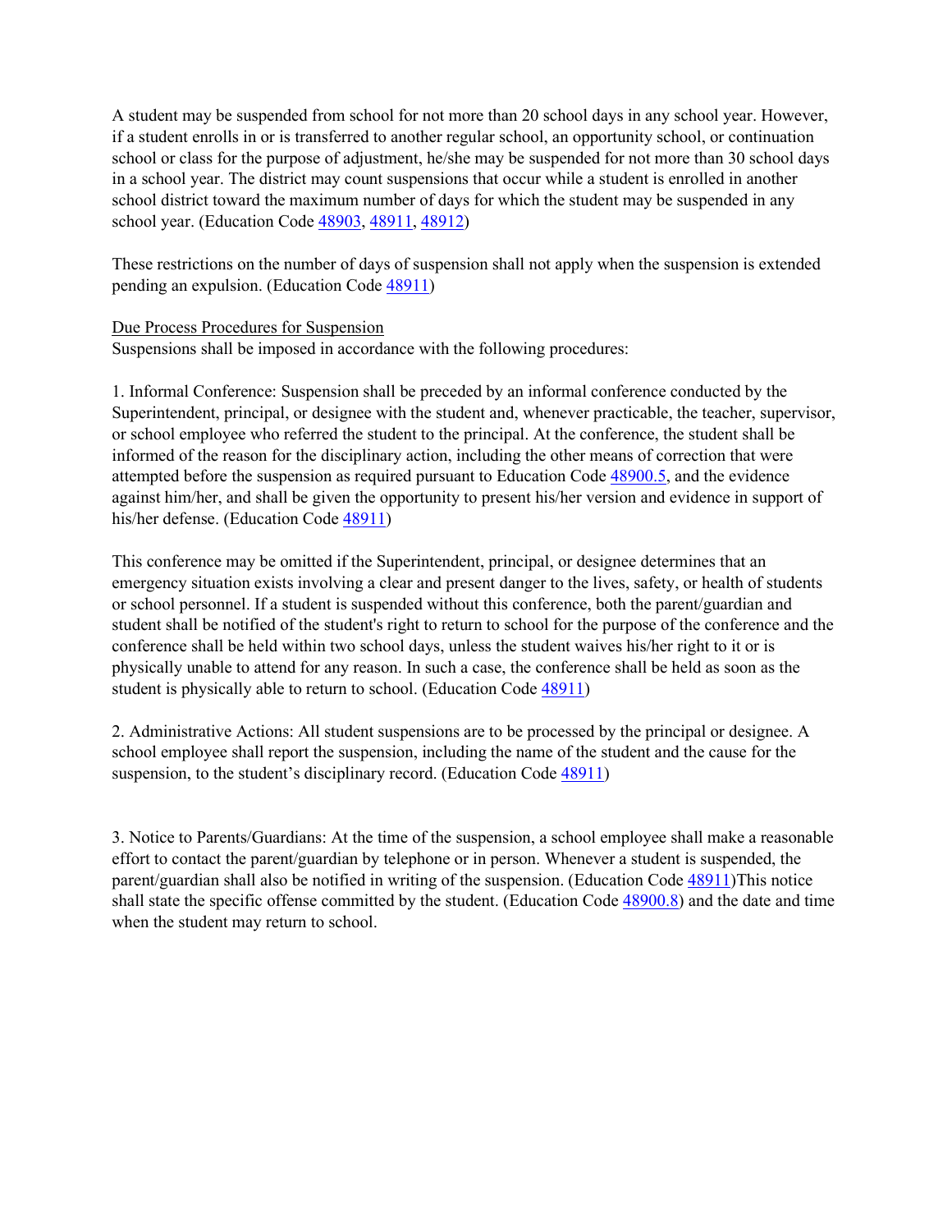A student may be suspended from school for not more than 20 school days in any school year. However, if a student enrolls in or is transferred to another regular school, an opportunity school, or continuation school or class for the purpose of adjustment, he/she may be suspended for not more than 30 school days in a school year. The district may count suspensions that occur while a student is enrolled in another school district toward the maximum number of days for which the student may be suspended in any school year. (Education Code 48903, 48911, 48912)

These restrictions on the number of days of suspension shall not apply when the suspension is extended pending an expulsion. (Education Code 48911)

Due Process Procedures for Suspension

Suspensions shall be imposed in accordance with the following procedures:

1. Informal Conference: Suspension shall be preceded by an informal conference conducted by the Superintendent, principal, or designee with the student and, whenever practicable, the teacher, supervisor, or school employee who referred the student to the principal. At the conference, the student shall be informed of the reason for the disciplinary action, including the other means of correction that were attempted before the suspension as required pursuant to Education Code 48900.5, and the evidence against him/her, and shall be given the opportunity to present his/her version and evidence in support of his/her defense. (Education Code 48911)

This conference may be omitted if the Superintendent, principal, or designee determines that an emergency situation exists involving a clear and present danger to the lives, safety, or health of students or school personnel. If a student is suspended without this conference, both the parent/guardian and student shall be notified of the student's right to return to school for the purpose of the conference and the conference shall be held within two school days, unless the student waives his/her right to it or is physically unable to attend for any reason. In such a case, the conference shall be held as soon as the student is physically able to return to school. (Education Code 48911)

2. Administrative Actions: All student suspensions are to be processed by the principal or designee. A school employee shall report the suspension, including the name of the student and the cause for the suspension, to the student's disciplinary record. (Education Code 48911)

3. Notice to Parents/Guardians: At the time of the suspension, a school employee shall make a reasonable effort to contact the parent/guardian by telephone or in person. Whenever a student is suspended, the parent/guardian shall also be notified in writing of the suspension. (Education Code 48911)This notice shall state the specific offense committed by the student. (Education Code 48900.8) and the date and time when the student may return to school.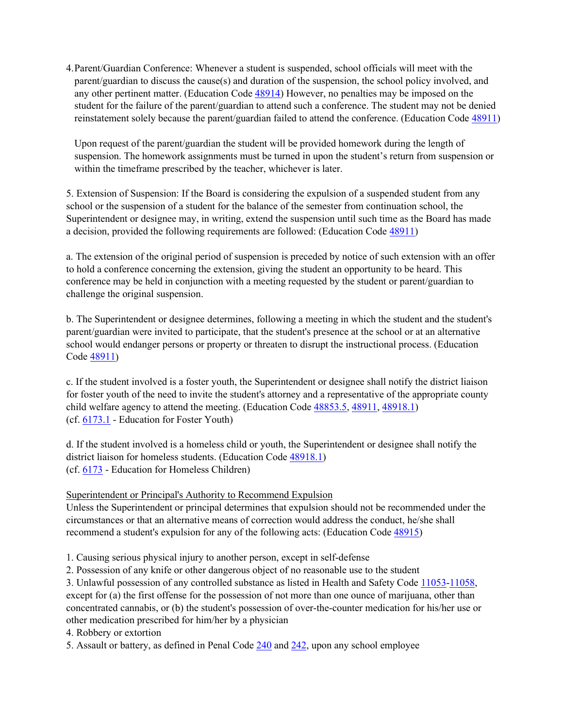4. Parent/Guardian Conference: Whenever a student is suspended, school officials will meet with the parent/guardian to discuss the cause(s) and duration of the suspension, the school policy involved, and any other pertinent matter. (Education Code 48914) However, no penalties may be imposed on the student for the failure of the parent/guardian to attend such a conference. The student may not be denied reinstatement solely because the parent/guardian failed to attend the conference. (Education Code 48911)

   Upon request of the parent/guardian the student will be provided homework during the length of suspension. The homework assignments must be turned in upon the student's return from suspension or within the timeframe prescribed by the teacher, whichever is later.

5. Extension of Suspension: If the Board is considering the expulsion of a suspended student from any school or the suspension of a student for the balance of the semester from continuation school, the Superintendent or designee may, in writing, extend the suspension until such time as the Board has made a decision, provided the following requirements are followed: (Education Code 48911)

a. The extension of the original period of suspension is preceded by notice of such extension with an offer to hold a conference concerning the extension, giving the student an opportunity to be heard. This conference may be held in conjunction with a meeting requested by the student or parent/guardian to challenge the original suspension.

b. The Superintendent or designee determines, following a meeting in which the student and the student's parent/guardian were invited to participate, that the student's presence at the school or at an alternative school would endanger persons or property or threaten to disrupt the instructional process. (Education Code 48911)

c. If the student involved is a foster youth, the Superintendent or designee shall notify the district liaison for foster youth of the need to invite the student's attorney and a representative of the appropriate county child welfare agency to attend the meeting. (Education Code 48853.5, 48911, 48918.1)
(cf. 6173.1 - Education for Foster Youth)

d. If the student involved is a homeless child or youth, the Superintendent or designee shall notify the district liaison for homeless students. (Education Code 48918.1)
(cf. 6173 - Education for Homeless Children)

<u>Superintendent or Principal's Authority to Recommend Expulsion</u>
Unless the Superintendent or principal determines that expulsion should not be recommended under the circumstances or that an alternative means of correction would address the conduct, he/she shall recommend a student's expulsion for any of the following acts: (Education Code 48915)

1. Causing serious physical injury to another person, except in self-defense
2. Possession of any knife or other dangerous object of no reasonable use to the student
3. Unlawful possession of any controlled substance as listed in Health and Safety Code 11053-11058, except for (a) the first offense for the possession of not more than one ounce of marijuana, other than concentrated cannabis, or (b) the student's possession of over-the-counter medication for his/her use or other medication prescribed for him/her by a physician
4. Robbery or extortion
5. Assault or battery, as defined in Penal Code 240 and 242, upon any school employee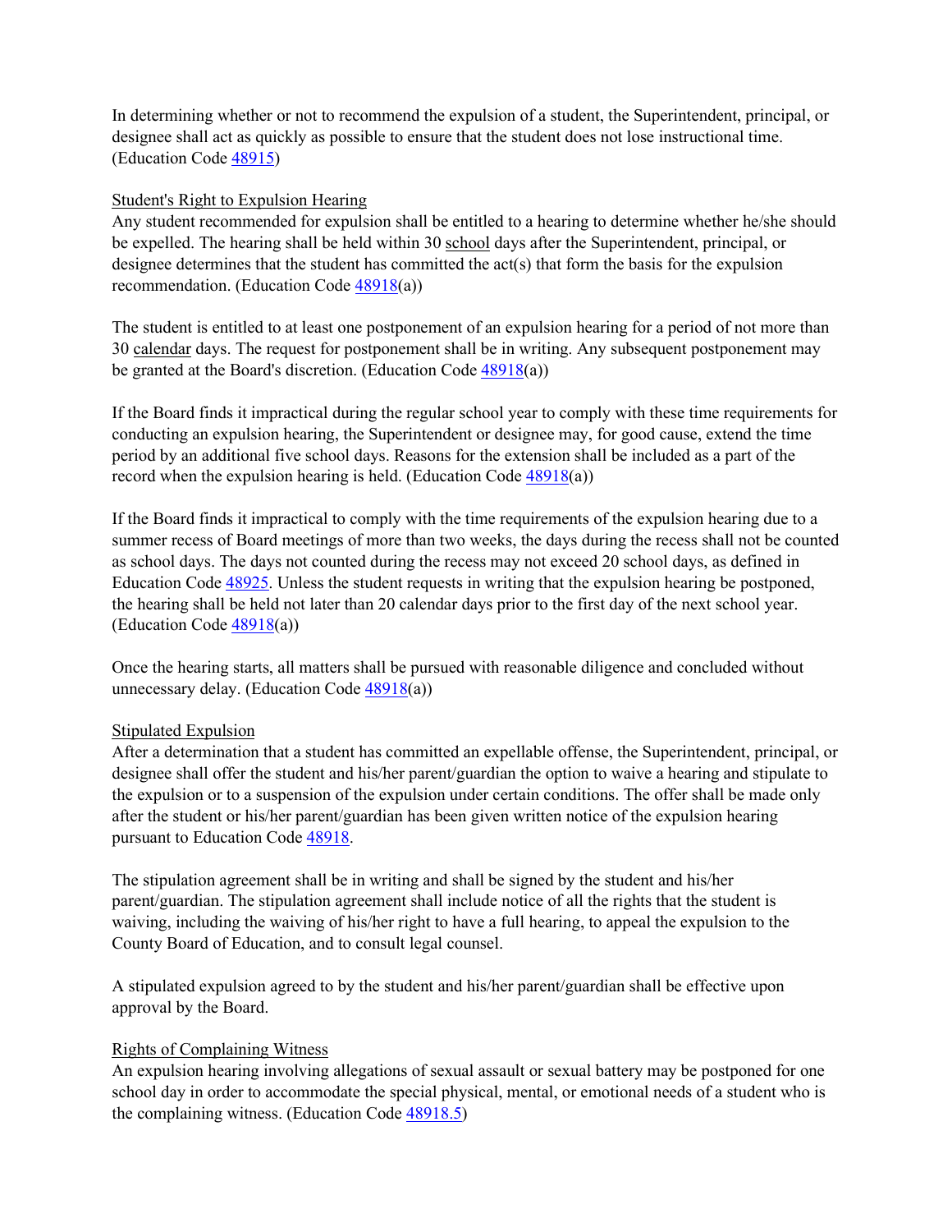In determining whether or not to recommend the expulsion of a student, the Superintendent, principal, or designee shall act as quickly as possible to ensure that the student does not lose instructional time. (Education Code 48915)

Student's Right to Expulsion Hearing

Any student recommended for expulsion shall be entitled to a hearing to determine whether he/she should be expelled. The hearing shall be held within 30 school days after the Superintendent, principal, or designee determines that the student has committed the act(s) that form the basis for the expulsion recommendation. (Education Code 48918(a))

The student is entitled to at least one postponement of an expulsion hearing for a period of not more than 30 calendar days. The request for postponement shall be in writing. Any subsequent postponement may be granted at the Board's discretion. (Education Code 48918(a))

If the Board finds it impractical during the regular school year to comply with these time requirements for conducting an expulsion hearing, the Superintendent or designee may, for good cause, extend the time period by an additional five school days. Reasons for the extension shall be included as a part of the record when the expulsion hearing is held. (Education Code 48918(a))

If the Board finds it impractical to comply with the time requirements of the expulsion hearing due to a summer recess of Board meetings of more than two weeks, the days during the recess shall not be counted as school days. The days not counted during the recess may not exceed 20 school days, as defined in Education Code 48925. Unless the student requests in writing that the expulsion hearing be postponed, the hearing shall be held not later than 20 calendar days prior to the first day of the next school year. (Education Code 48918(a))

Once the hearing starts, all matters shall be pursued with reasonable diligence and concluded without unnecessary delay. (Education Code 48918(a))

Stipulated Expulsion

After a determination that a student has committed an expellable offense, the Superintendent, principal, or designee shall offer the student and his/her parent/guardian the option to waive a hearing and stipulate to the expulsion or to a suspension of the expulsion under certain conditions. The offer shall be made only after the student or his/her parent/guardian has been given written notice of the expulsion hearing pursuant to Education Code 48918.

The stipulation agreement shall be in writing and shall be signed by the student and his/her parent/guardian. The stipulation agreement shall include notice of all the rights that the student is waiving, including the waiving of his/her right to have a full hearing, to appeal the expulsion to the County Board of Education, and to consult legal counsel.

A stipulated expulsion agreed to by the student and his/her parent/guardian shall be effective upon approval by the Board.

Rights of Complaining Witness

An expulsion hearing involving allegations of sexual assault or sexual battery may be postponed for one school day in order to accommodate the special physical, mental, or emotional needs of a student who is the complaining witness. (Education Code 48918.5)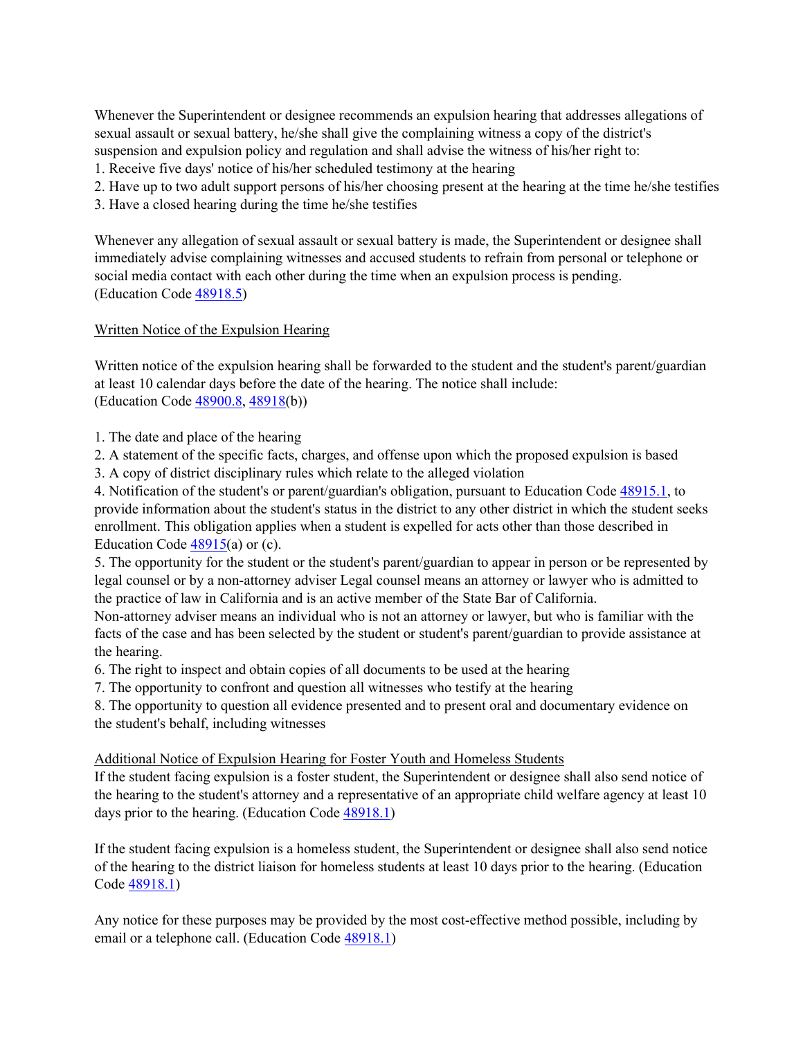Whenever the Superintendent or designee recommends an expulsion hearing that addresses allegations of sexual assault or sexual battery, he/she shall give the complaining witness a copy of the district's suspension and expulsion policy and regulation and shall advise the witness of his/her right to:

1. Receive five days' notice of his/her scheduled testimony at the hearing
2. Have up to two adult support persons of his/her choosing present at the hearing at the time he/she testifies
3. Have a closed hearing during the time he/she testifies

Whenever any allegation of sexual assault or sexual battery is made, the Superintendent or designee shall immediately advise complaining witnesses and accused students to refrain from personal or telephone or social media contact with each other during the time when an expulsion process is pending. (Education Code 48918.5)

Written Notice of the Expulsion Hearing

Written notice of the expulsion hearing shall be forwarded to the student and the student's parent/guardian at least 10 calendar days before the date of the hearing. The notice shall include: (Education Code 48900.8, 48918(b))

1. The date and place of the hearing
2. A statement of the specific facts, charges, and offense upon which the proposed expulsion is based
3. A copy of district disciplinary rules which relate to the alleged violation
4. Notification of the student's or parent/guardian's obligation, pursuant to Education Code 48915.1, to provide information about the student's status in the district to any other district in which the student seeks enrollment. This obligation applies when a student is expelled for acts other than those described in Education Code 48915(a) or (c).
5. The opportunity for the student or the student's parent/guardian to appear in person or be represented by legal counsel or by a non-attorney adviser Legal counsel means an attorney or lawyer who is admitted to the practice of law in California and is an active member of the State Bar of California.
Non-attorney adviser means an individual who is not an attorney or lawyer, but who is familiar with the facts of the case and has been selected by the student or student's parent/guardian to provide assistance at the hearing.
6. The right to inspect and obtain copies of all documents to be used at the hearing
7. The opportunity to confront and question all witnesses who testify at the hearing
8. The opportunity to question all evidence presented and to present oral and documentary evidence on the student's behalf, including witnesses

Additional Notice of Expulsion Hearing for Foster Youth and Homeless Students

If the student facing expulsion is a foster student, the Superintendent or designee shall also send notice of the hearing to the student's attorney and a representative of an appropriate child welfare agency at least 10 days prior to the hearing. (Education Code 48918.1)

If the student facing expulsion is a homeless student, the Superintendent or designee shall also send notice of the hearing to the district liaison for homeless students at least 10 days prior to the hearing. (Education Code 48918.1)

Any notice for these purposes may be provided by the most cost-effective method possible, including by email or a telephone call. (Education Code 48918.1)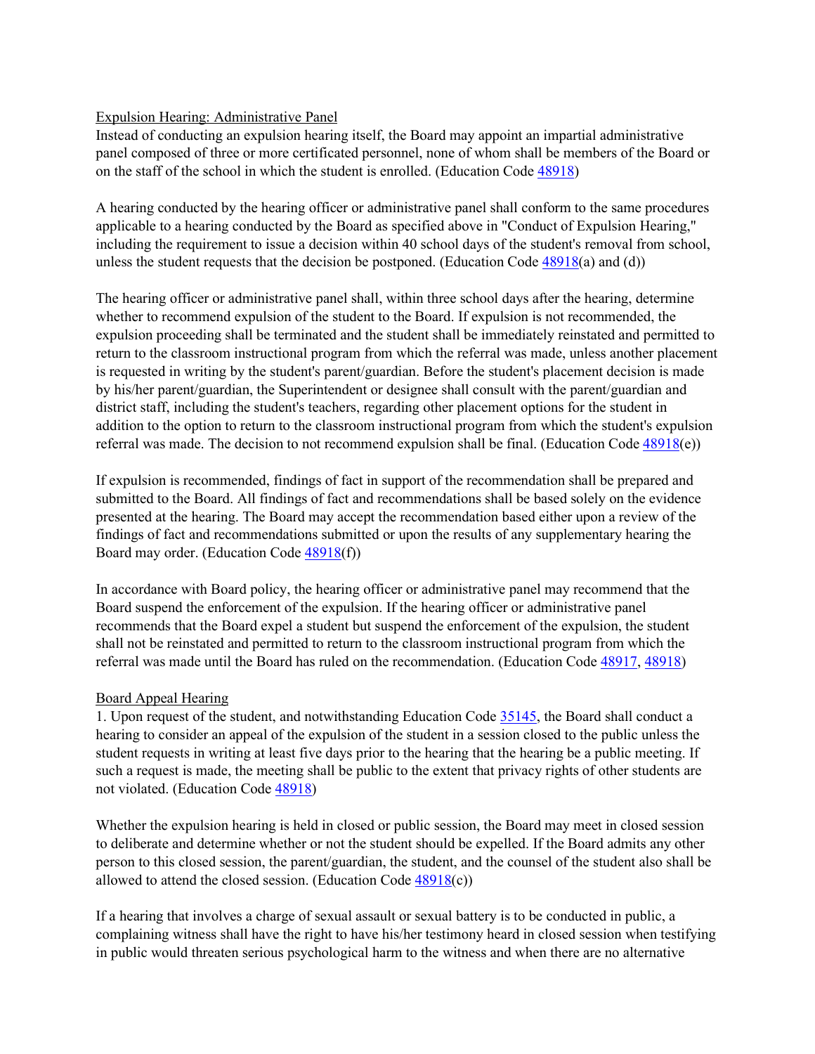Expulsion Hearing: Administrative Panel

Instead of conducting an expulsion hearing itself, the Board may appoint an impartial administrative panel composed of three or more certificated personnel, none of whom shall be members of the Board or on the staff of the school in which the student is enrolled. (Education Code 48918)

A hearing conducted by the hearing officer or administrative panel shall conform to the same procedures applicable to a hearing conducted by the Board as specified above in "Conduct of Expulsion Hearing," including the requirement to issue a decision within 40 school days of the student's removal from school, unless the student requests that the decision be postponed. (Education Code 48918(a) and (d))

The hearing officer or administrative panel shall, within three school days after the hearing, determine whether to recommend expulsion of the student to the Board. If expulsion is not recommended, the expulsion proceeding shall be terminated and the student shall be immediately reinstated and permitted to return to the classroom instructional program from which the referral was made, unless another placement is requested in writing by the student's parent/guardian. Before the student's placement decision is made by his/her parent/guardian, the Superintendent or designee shall consult with the parent/guardian and district staff, including the student's teachers, regarding other placement options for the student in addition to the option to return to the classroom instructional program from which the student's expulsion referral was made. The decision to not recommend expulsion shall be final. (Education Code 48918(e))

If expulsion is recommended, findings of fact in support of the recommendation shall be prepared and submitted to the Board. All findings of fact and recommendations shall be based solely on the evidence presented at the hearing. The Board may accept the recommendation based either upon a review of the findings of fact and recommendations submitted or upon the results of any supplementary hearing the Board may order. (Education Code 48918(f))

In accordance with Board policy, the hearing officer or administrative panel may recommend that the Board suspend the enforcement of the expulsion. If the hearing officer or administrative panel recommends that the Board expel a student but suspend the enforcement of the expulsion, the student shall not be reinstated and permitted to return to the classroom instructional program from which the referral was made until the Board has ruled on the recommendation. (Education Code 48917, 48918)

Board Appeal Hearing

1. Upon request of the student, and notwithstanding Education Code 35145, the Board shall conduct a hearing to consider an appeal of the expulsion of the student in a session closed to the public unless the student requests in writing at least five days prior to the hearing that the hearing be a public meeting. If such a request is made, the meeting shall be public to the extent that privacy rights of other students are not violated. (Education Code 48918)

Whether the expulsion hearing is held in closed or public session, the Board may meet in closed session to deliberate and determine whether or not the student should be expelled. If the Board admits any other person to this closed session, the parent/guardian, the student, and the counsel of the student also shall be allowed to attend the closed session. (Education Code 48918(c))

If a hearing that involves a charge of sexual assault or sexual battery is to be conducted in public, a complaining witness shall have the right to have his/her testimony heard in closed session when testifying in public would threaten serious psychological harm to the witness and when there are no alternative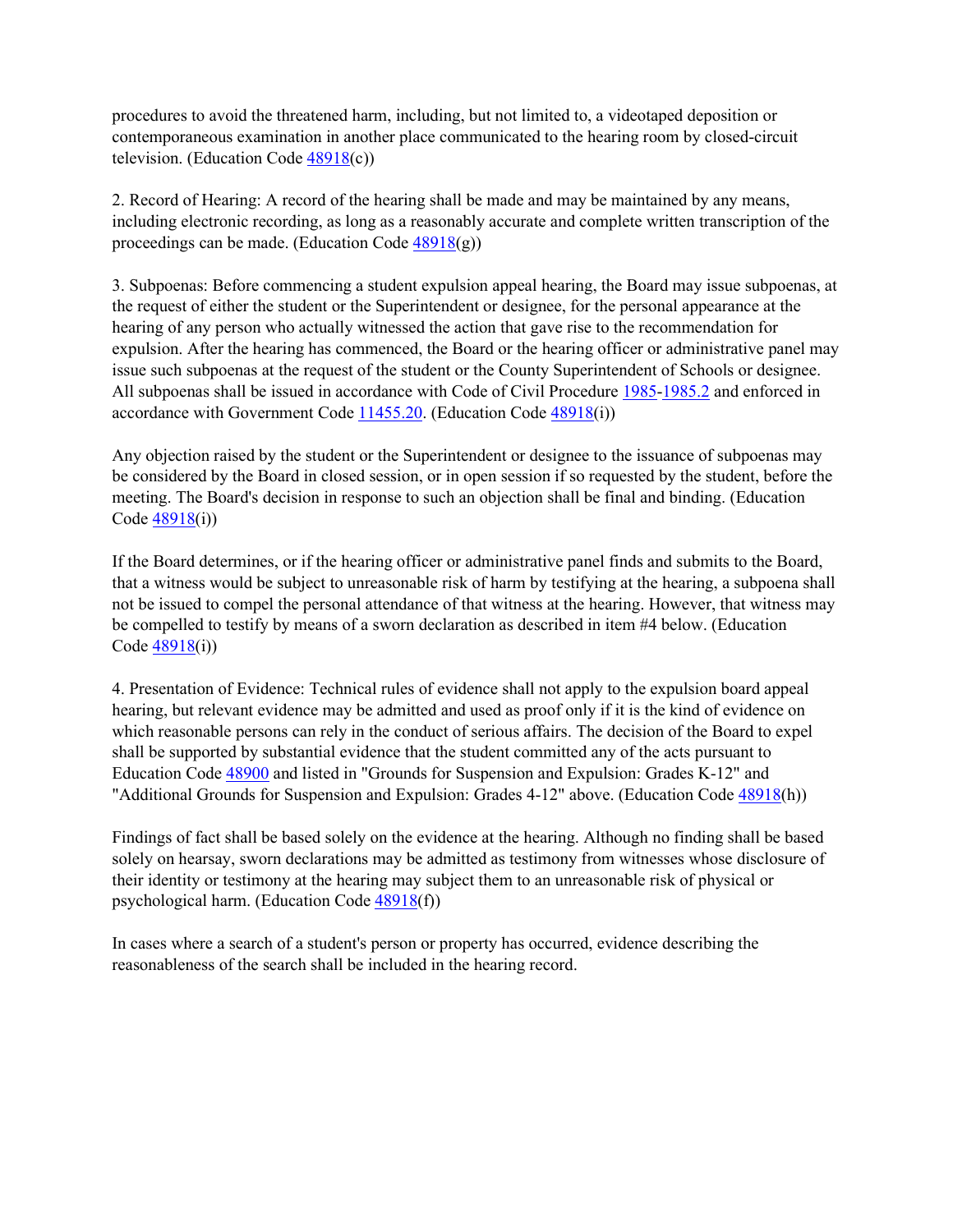procedures to avoid the threatened harm, including, but not limited to, a videotaped deposition or contemporaneous examination in another place communicated to the hearing room by closed-circuit television. (Education Code 48918(c))

2. Record of Hearing: A record of the hearing shall be made and may be maintained by any means, including electronic recording, as long as a reasonably accurate and complete written transcription of the proceedings can be made. (Education Code 48918(g))

3. Subpoenas: Before commencing a student expulsion appeal hearing, the Board may issue subpoenas, at the request of either the student or the Superintendent or designee, for the personal appearance at the hearing of any person who actually witnessed the action that gave rise to the recommendation for expulsion. After the hearing has commenced, the Board or the hearing officer or administrative panel may issue such subpoenas at the request of the student or the County Superintendent of Schools or designee. All subpoenas shall be issued in accordance with Code of Civil Procedure 1985-1985.2 and enforced in accordance with Government Code 11455.20. (Education Code 48918(i))

Any objection raised by the student or the Superintendent or designee to the issuance of subpoenas may be considered by the Board in closed session, or in open session if so requested by the student, before the meeting. The Board's decision in response to such an objection shall be final and binding. (Education Code 48918(i))

If the Board determines, or if the hearing officer or administrative panel finds and submits to the Board, that a witness would be subject to unreasonable risk of harm by testifying at the hearing, a subpoena shall not be issued to compel the personal attendance of that witness at the hearing. However, that witness may be compelled to testify by means of a sworn declaration as described in item #4 below. (Education Code 48918(i))

4. Presentation of Evidence: Technical rules of evidence shall not apply to the expulsion board appeal hearing, but relevant evidence may be admitted and used as proof only if it is the kind of evidence on which reasonable persons can rely in the conduct of serious affairs. The decision of the Board to expel shall be supported by substantial evidence that the student committed any of the acts pursuant to Education Code 48900 and listed in "Grounds for Suspension and Expulsion: Grades K-12" and "Additional Grounds for Suspension and Expulsion: Grades 4-12" above. (Education Code 48918(h))

Findings of fact shall be based solely on the evidence at the hearing. Although no finding shall be based solely on hearsay, sworn declarations may be admitted as testimony from witnesses whose disclosure of their identity or testimony at the hearing may subject them to an unreasonable risk of physical or psychological harm. (Education Code 48918(f))

In cases where a search of a student's person or property has occurred, evidence describing the reasonableness of the search shall be included in the hearing record.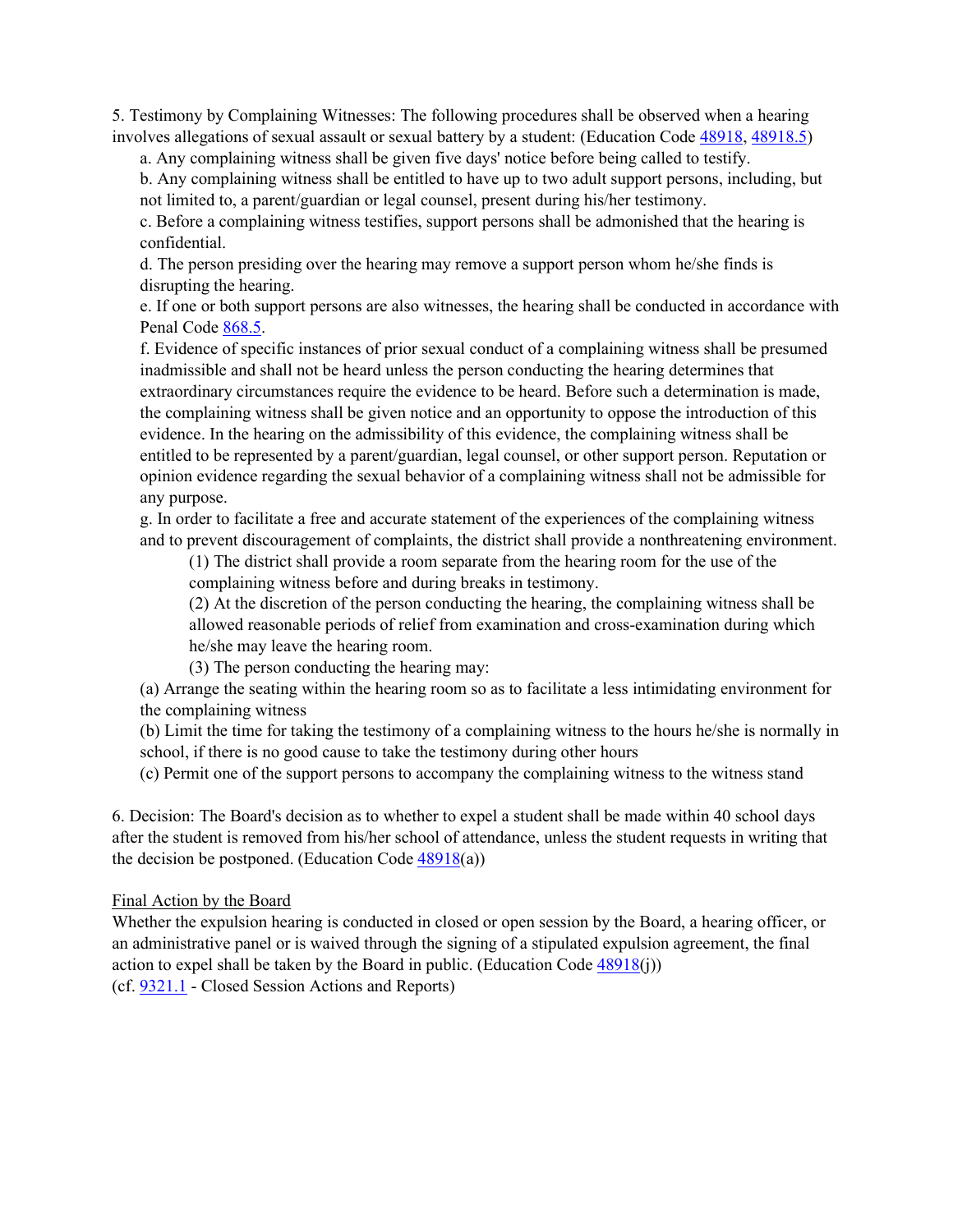5. Testimony by Complaining Witnesses: The following procedures shall be observed when a hearing involves allegations of sexual assault or sexual battery by a student: (Education Code 48918, 48918.5)

a. Any complaining witness shall be given five days' notice before being called to testify.

b. Any complaining witness shall be entitled to have up to two adult support persons, including, but not limited to, a parent/guardian or legal counsel, present during his/her testimony.

c. Before a complaining witness testifies, support persons shall be admonished that the hearing is confidential.

d. The person presiding over the hearing may remove a support person whom he/she finds is disrupting the hearing.

e. If one or both support persons are also witnesses, the hearing shall be conducted in accordance with Penal Code 868.5.

f. Evidence of specific instances of prior sexual conduct of a complaining witness shall be presumed inadmissible and shall not be heard unless the person conducting the hearing determines that extraordinary circumstances require the evidence to be heard. Before such a determination is made, the complaining witness shall be given notice and an opportunity to oppose the introduction of this evidence. In the hearing on the admissibility of this evidence, the complaining witness shall be entitled to be represented by a parent/guardian, legal counsel, or other support person. Reputation or opinion evidence regarding the sexual behavior of a complaining witness shall not be admissible for any purpose.

g. In order to facilitate a free and accurate statement of the experiences of the complaining witness and to prevent discouragement of complaints, the district shall provide a nonthreatening environment.

(1) The district shall provide a room separate from the hearing room for the use of the complaining witness before and during breaks in testimony.

(2) At the discretion of the person conducting the hearing, the complaining witness shall be allowed reasonable periods of relief from examination and cross-examination during which he/she may leave the hearing room.

(3) The person conducting the hearing may:

(a) Arrange the seating within the hearing room so as to facilitate a less intimidating environment for the complaining witness

(b) Limit the time for taking the testimony of a complaining witness to the hours he/she is normally in school, if there is no good cause to take the testimony during other hours

(c) Permit one of the support persons to accompany the complaining witness to the witness stand

6. Decision: The Board's decision as to whether to expel a student shall be made within 40 school days after the student is removed from his/her school of attendance, unless the student requests in writing that the decision be postponed. (Education Code 48918(a))

Final Action by the Board

Whether the expulsion hearing is conducted in closed or open session by the Board, a hearing officer, or an administrative panel or is waived through the signing of a stipulated expulsion agreement, the final action to expel shall be taken by the Board in public. (Education Code 48918(j))
(cf. 9321.1 - Closed Session Actions and Reports)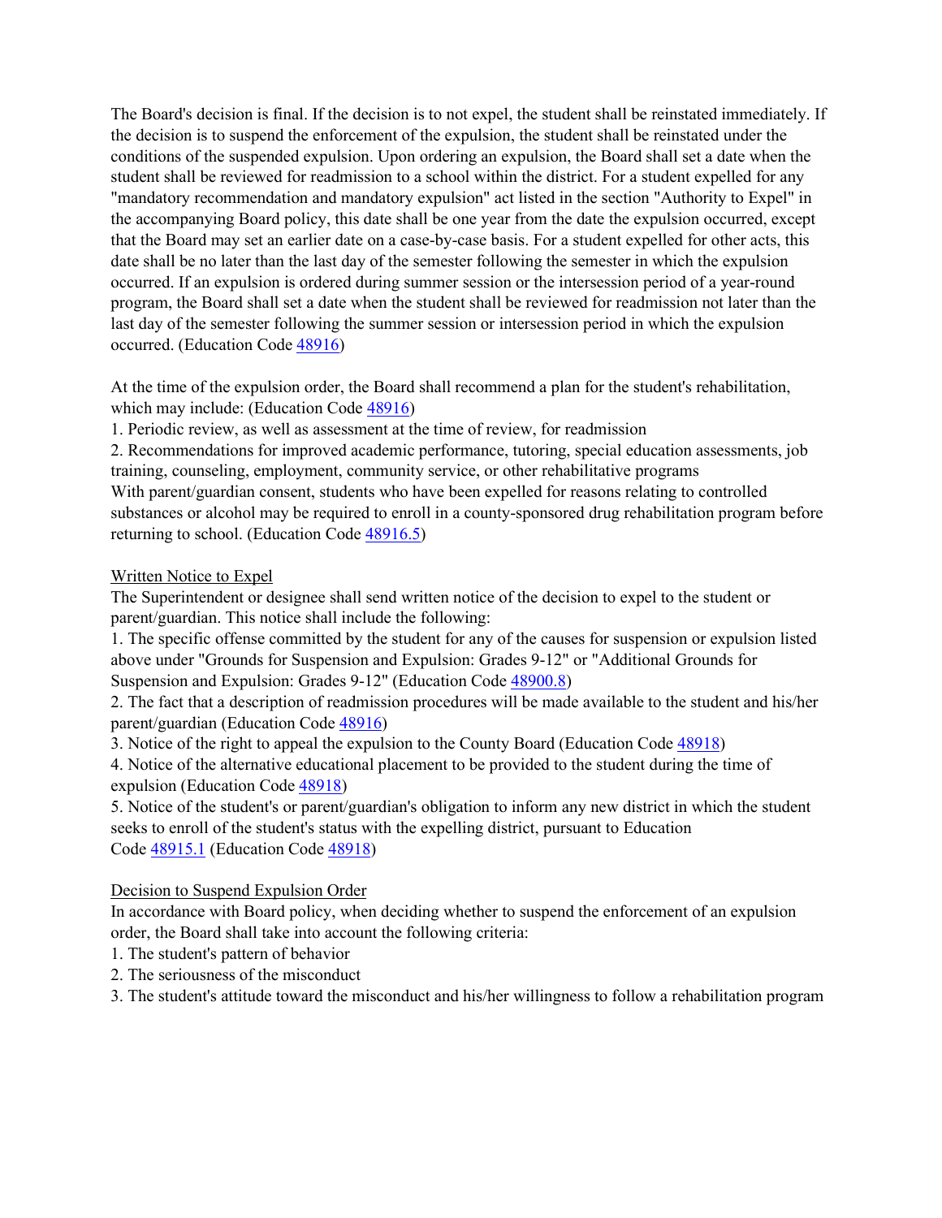The Board's decision is final. If the decision is to not expel, the student shall be reinstated immediately. If the decision is to suspend the enforcement of the expulsion, the student shall be reinstated under the conditions of the suspended expulsion. Upon ordering an expulsion, the Board shall set a date when the student shall be reviewed for readmission to a school within the district. For a student expelled for any "mandatory recommendation and mandatory expulsion" act listed in the section "Authority to Expel" in the accompanying Board policy, this date shall be one year from the date the expulsion occurred, except that the Board may set an earlier date on a case-by-case basis. For a student expelled for other acts, this date shall be no later than the last day of the semester following the semester in which the expulsion occurred. If an expulsion is ordered during summer session or the intersession period of a year-round program, the Board shall set a date when the student shall be reviewed for readmission not later than the last day of the semester following the summer session or intersession period in which the expulsion occurred. (Education Code 48916)

At the time of the expulsion order, the Board shall recommend a plan for the student's rehabilitation, which may include: (Education Code 48916)

1. Periodic review, as well as assessment at the time of review, for readmission
2. Recommendations for improved academic performance, tutoring, special education assessments, job training, counseling, employment, community service, or other rehabilitative programs

With parent/guardian consent, students who have been expelled for reasons relating to controlled substances or alcohol may be required to enroll in a county-sponsored drug rehabilitation program before returning to school. (Education Code 48916.5)

Written Notice to Expel

The Superintendent or designee shall send written notice of the decision to expel to the student or parent/guardian. This notice shall include the following:

1. The specific offense committed by the student for any of the causes for suspension or expulsion listed above under "Grounds for Suspension and Expulsion: Grades 9-12" or "Additional Grounds for Suspension and Expulsion: Grades 9-12" (Education Code 48900.8)
2. The fact that a description of readmission procedures will be made available to the student and his/her parent/guardian (Education Code 48916)
3. Notice of the right to appeal the expulsion to the County Board (Education Code 48918)
4. Notice of the alternative educational placement to be provided to the student during the time of expulsion (Education Code 48918)
5. Notice of the student's or parent/guardian's obligation to inform any new district in which the student seeks to enroll of the student's status with the expelling district, pursuant to Education Code 48915.1 (Education Code 48918)

Decision to Suspend Expulsion Order

In accordance with Board policy, when deciding whether to suspend the enforcement of an expulsion order, the Board shall take into account the following criteria:

1. The student's pattern of behavior
2. The seriousness of the misconduct
3. The student's attitude toward the misconduct and his/her willingness to follow a rehabilitation program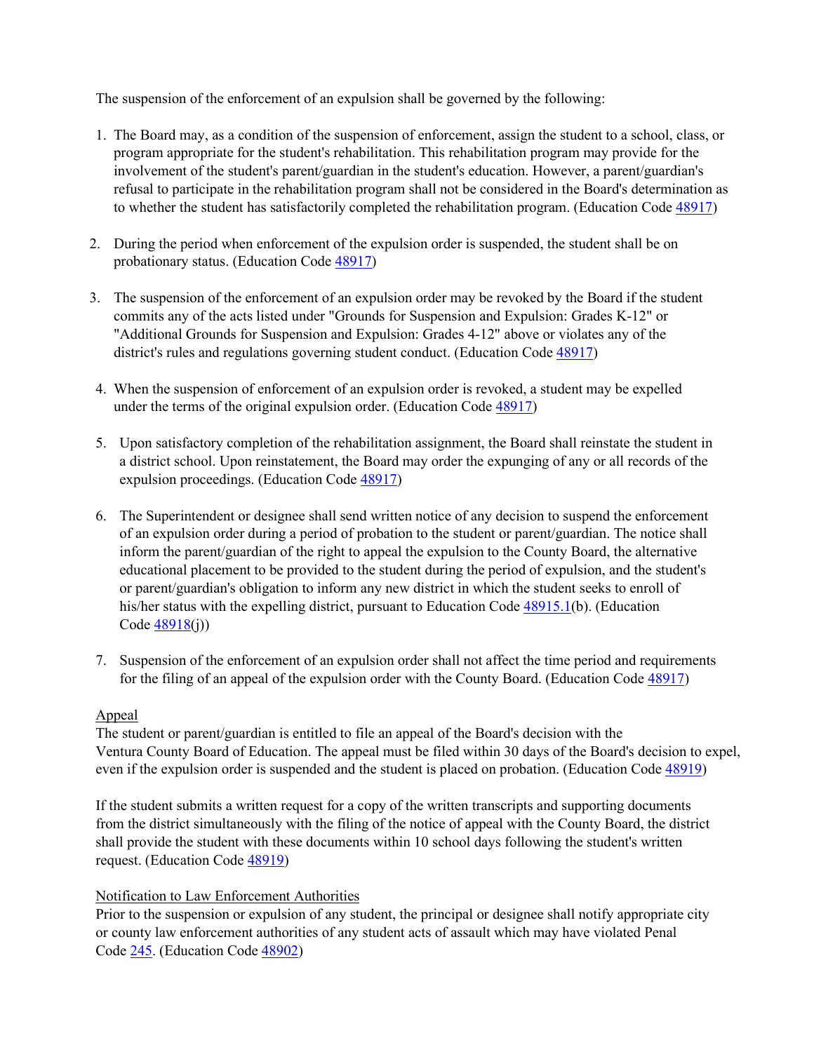The suspension of the enforcement of an expulsion shall be governed by the following:

1. The Board may, as a condition of the suspension of enforcement, assign the student to a school, class, or program appropriate for the student's rehabilitation. This rehabilitation program may provide for the involvement of the student's parent/guardian in the student's education. However, a parent/guardian's refusal to participate in the rehabilitation program shall not be considered in the Board's determination as to whether the student has satisfactorily completed the rehabilitation program. (Education Code 48917)

2. During the period when enforcement of the expulsion order is suspended, the student shall be on probationary status. (Education Code 48917)

3. The suspension of the enforcement of an expulsion order may be revoked by the Board if the student commits any of the acts listed under "Grounds for Suspension and Expulsion: Grades K-12" or "Additional Grounds for Suspension and Expulsion: Grades 4-12" above or violates any of the district's rules and regulations governing student conduct. (Education Code 48917)

4. When the suspension of enforcement of an expulsion order is revoked, a student may be expelled under the terms of the original expulsion order. (Education Code 48917)

5. Upon satisfactory completion of the rehabilitation assignment, the Board shall reinstate the student in a district school. Upon reinstatement, the Board may order the expunging of any or all records of the expulsion proceedings. (Education Code 48917)

6. The Superintendent or designee shall send written notice of any decision to suspend the enforcement of an expulsion order during a period of probation to the student or parent/guardian. The notice shall inform the parent/guardian of the right to appeal the expulsion to the County Board, the alternative educational placement to be provided to the student during the period of expulsion, and the student's or parent/guardian's obligation to inform any new district in which the student seeks to enroll of his/her status with the expelling district, pursuant to Education Code 48915.1(b). (Education Code 48918(j))

7. Suspension of the enforcement of an expulsion order shall not affect the time period and requirements for the filing of an appeal of the expulsion order with the County Board. (Education Code 48917)

Appeal

The student or parent/guardian is entitled to file an appeal of the Board's decision with the Ventura County Board of Education. The appeal must be filed within 30 days of the Board's decision to expel, even if the expulsion order is suspended and the student is placed on probation. (Education Code 48919)

If the student submits a written request for a copy of the written transcripts and supporting documents from the district simultaneously with the filing of the notice of appeal with the County Board, the district shall provide the student with these documents within 10 school days following the student's written request. (Education Code 48919)

Notification to Law Enforcement Authorities

Prior to the suspension or expulsion of any student, the principal or designee shall notify appropriate city or county law enforcement authorities of any student acts of assault which may have violated Penal Code 245. (Education Code 48902)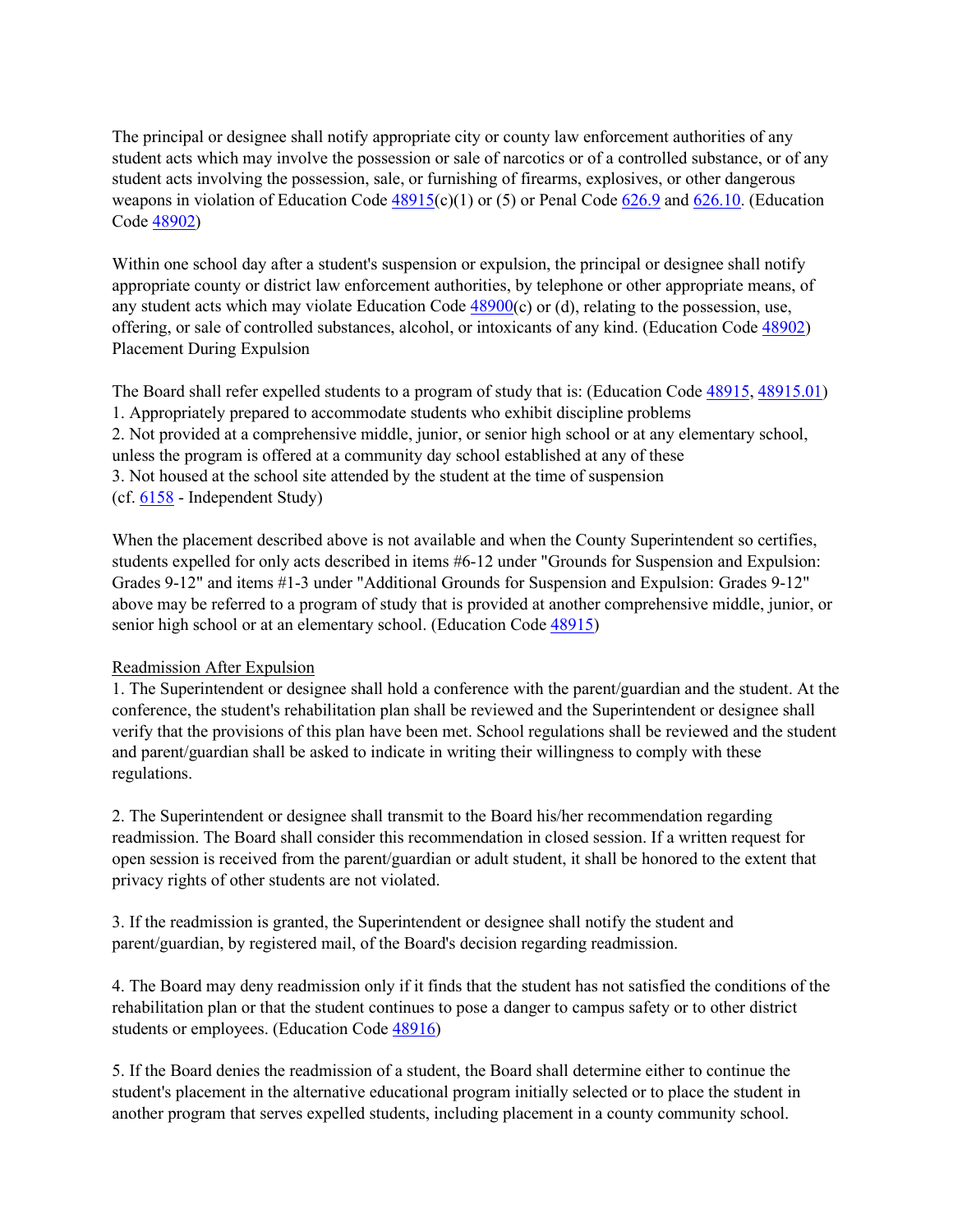The principal or designee shall notify appropriate city or county law enforcement authorities of any student acts which may involve the possession or sale of narcotics or of a controlled substance, or of any student acts involving the possession, sale, or furnishing of firearms, explosives, or other dangerous weapons in violation of Education Code 48915(c)(1) or (5) or Penal Code 626.9 and 626.10. (Education Code 48902)

Within one school day after a student's suspension or expulsion, the principal or designee shall notify appropriate county or district law enforcement authorities, by telephone or other appropriate means, of any student acts which may violate Education Code 48900(c) or (d), relating to the possession, use, offering, or sale of controlled substances, alcohol, or intoxicants of any kind. (Education Code 48902)
Placement During Expulsion

The Board shall refer expelled students to a program of study that is: (Education Code 48915, 48915.01)
1. Appropriately prepared to accommodate students who exhibit discipline problems
2. Not provided at a comprehensive middle, junior, or senior high school or at any elementary school, unless the program is offered at a community day school established at any of these
3. Not housed at the school site attended by the student at the time of suspension
(cf. 6158 - Independent Study)

When the placement described above is not available and when the County Superintendent so certifies, students expelled for only acts described in items #6-12 under "Grounds for Suspension and Expulsion: Grades 9-12" and items #1-3 under "Additional Grounds for Suspension and Expulsion: Grades 9-12" above may be referred to a program of study that is provided at another comprehensive middle, junior, or senior high school or at an elementary school. (Education Code 48915)

<u>Readmission After Expulsion</u>

1. The Superintendent or designee shall hold a conference with the parent/guardian and the student. At the conference, the student's rehabilitation plan shall be reviewed and the Superintendent or designee shall verify that the provisions of this plan have been met. School regulations shall be reviewed and the student and parent/guardian shall be asked to indicate in writing their willingness to comply with these regulations.

2. The Superintendent or designee shall transmit to the Board his/her recommendation regarding readmission. The Board shall consider this recommendation in closed session. If a written request for open session is received from the parent/guardian or adult student, it shall be honored to the extent that privacy rights of other students are not violated.

3. If the readmission is granted, the Superintendent or designee shall notify the student and parent/guardian, by registered mail, of the Board's decision regarding readmission.

4. The Board may deny readmission only if it finds that the student has not satisfied the conditions of the rehabilitation plan or that the student continues to pose a danger to campus safety or to other district students or employees. (Education Code 48916)

5. If the Board denies the readmission of a student, the Board shall determine either to continue the student's placement in the alternative educational program initially selected or to place the student in another program that serves expelled students, including placement in a county community school.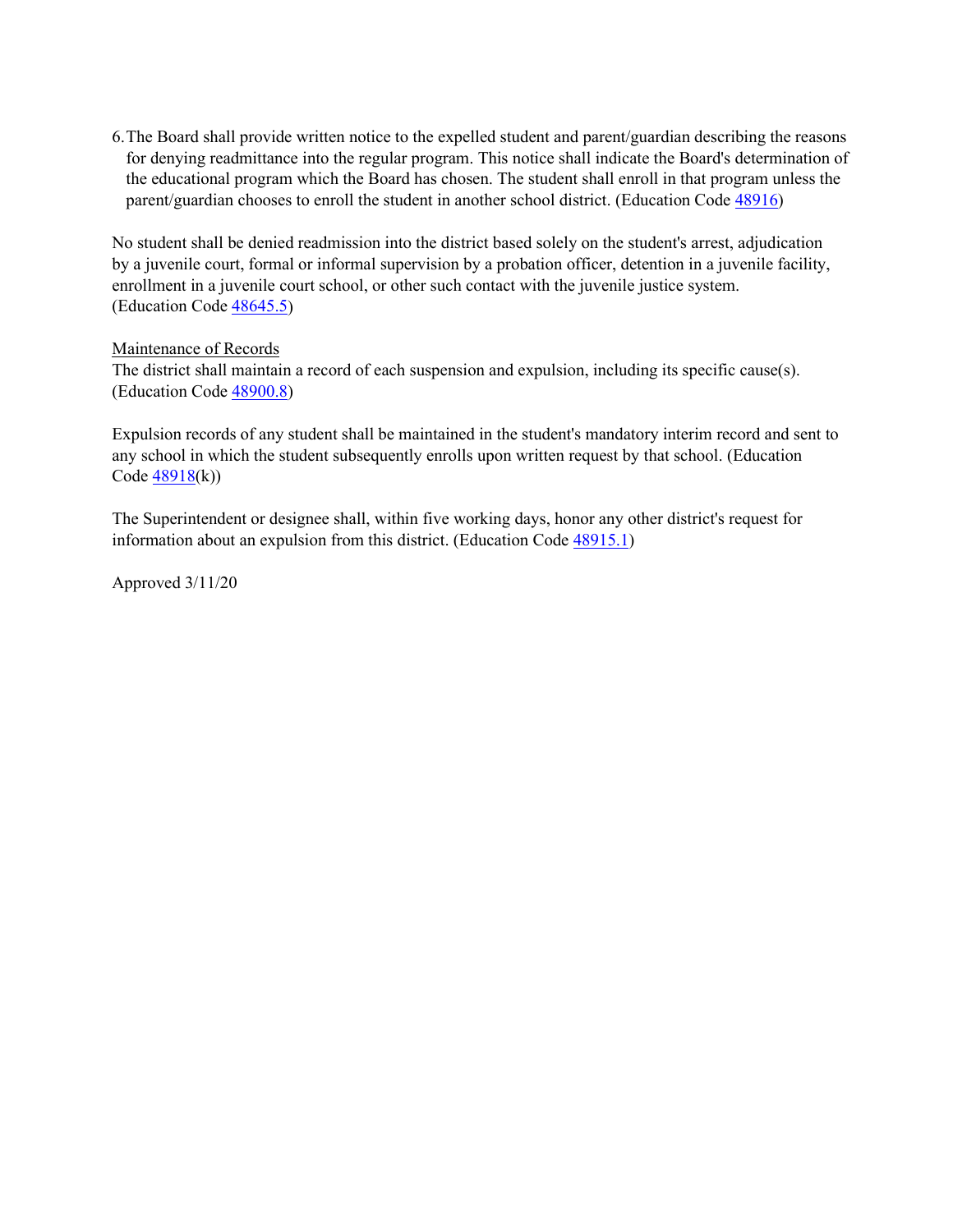6. The Board shall provide written notice to the expelled student and parent/guardian describing the reasons for denying readmittance into the regular program. This notice shall indicate the Board's determination of the educational program which the Board has chosen. The student shall enroll in that program unless the parent/guardian chooses to enroll the student in another school district. (Education Code 48916)

No student shall be denied readmission into the district based solely on the student's arrest, adjudication by a juvenile court, formal or informal supervision by a probation officer, detention in a juvenile facility, enrollment in a juvenile court school, or other such contact with the juvenile justice system. (Education Code 48645.5)

Maintenance of Records

The district shall maintain a record of each suspension and expulsion, including its specific cause(s). (Education Code 48900.8)

Expulsion records of any student shall be maintained in the student's mandatory interim record and sent to any school in which the student subsequently enrolls upon written request by that school. (Education Code 48918(k))

The Superintendent or designee shall, within five working days, honor any other district's request for information about an expulsion from this district. (Education Code 48915.1)

Approved 3/11/20